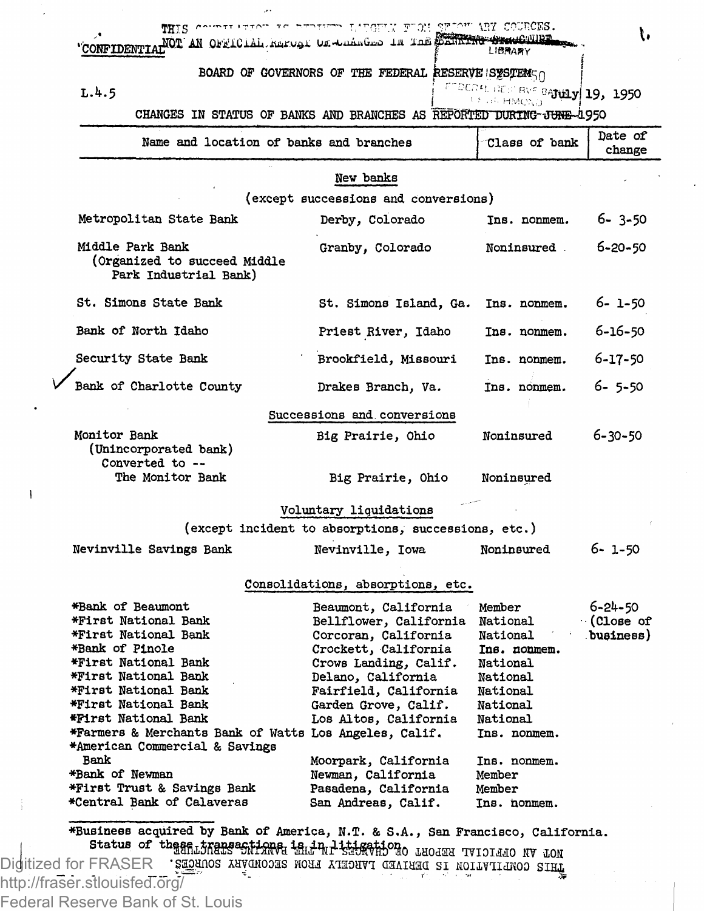THIS COMPILATION IS DERIVED LARGELY FROM SECONDARY SOURCES.
CONFIDENTIAL NOT AN OFFICIAL REPORT OF CHANGES IN THE BANKING STRUCTURE

BOARD OF GOVERNORS OF THE FEDERAL RESERVE SYSTEM

L.4.5 July 19, 1950

## CHANGES IN STATUS OF BANKS AND BRANCHES AS REPORTED DURING JUNE 1950

| Name and location of banks and branches | | Class of bank | Date of change |
|---|---|---|---|
| **New banks** (except successions and conversions) | | | |
| Metropolitan State Bank | Derby, Colorado | Ins. nonmem. | 6- 3-50 |
| Middle Park Bank (Organized to succeed Middle Park Industrial Bank) | Granby, Colorado | Noninsured | 6-20-50 |
| St. Simons State Bank | St. Simons Island, Ga. | Ins. nonmem. | 6- 1-50 |
| Bank of North Idaho | Priest River, Idaho | Ins. nonmem. | 6-16-50 |
| Security State Bank | Brookfield, Missouri | Ins. nonmem. | 6-17-50 |
| Bank of Charlotte County | Drakes Branch, Va. | Ins. nonmem. | 6- 5-50 |
| **Successions and conversions** | | | |
| Monitor Bank (Unincorporated bank) Converted to -- | Big Prairie, Ohio | Noninsured | 6-30-50 |
| The Monitor Bank | Big Prairie, Ohio | Noninsured | |
| **Voluntary liquidations** (except incident to absorptions, successions, etc.) | | | |
| Nevinville Savings Bank | Nevinville, Iowa | Noninsured | 6- 1-50 |
| **Consolidations, absorptions, etc.** | | | |
| *Bank of Beaumont | Beaumont, California | Member | 6-24-50 (Close of business) |
| *First National Bank | Bellflower, California | National | |
| *First National Bank | Corcoran, California | National | |
| *Bank of Pinole | Crockett, California | Ins. nonmem. | |
| *First National Bank | Crows Landing, Calif. | National | |
| *First National Bank | Delano, California | National | |
| *First National Bank | Fairfield, California | National | |
| *First National Bank | Garden Grove, Calif. | National | |
| *First National Bank | Los Altos, California | National | |
| *Farmers & Merchants Bank of Watts | Los Angeles, Calif. | Ins. nonmem. | |
| *American Commercial & Savings Bank | Moorpark, California | Ins. nonmem. | |
| *Bank of Newman | Newman, California | Member | |
| *First Trust & Savings Bank | Pasadena, California | Member | |
| *Central Bank of Calaveras | San Andreas, Calif. | Ins. nonmem. | |

*Business acquired by Bank of America, N.T. & S.A., San Francisco, California. Status of these transactions is in litigation.

NOT AN OFFICIAL REPORT OF CHANGES IN THE BANKING STRUCTURE
THIS COMPILATION IS DERIVED LARGELY FROM SECONDARY SOURCES.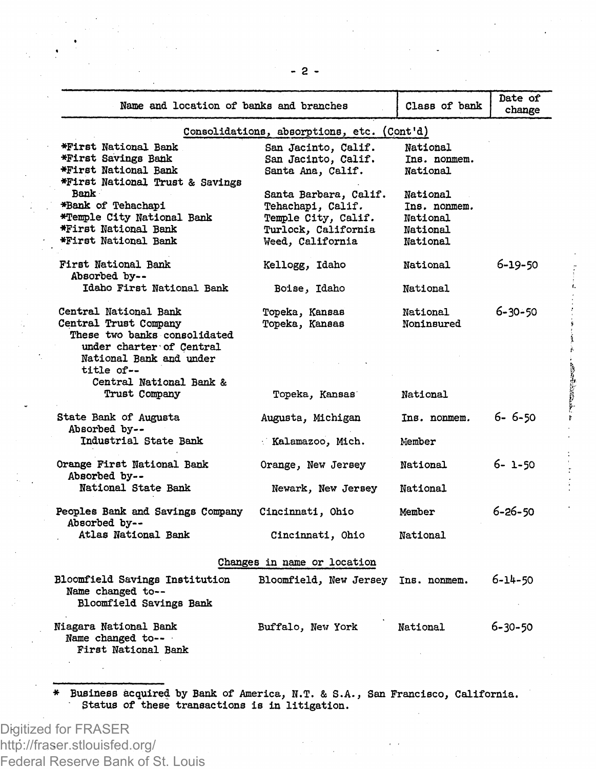| Name and location of banks and branches | | Class of bank | Date of change |
|---|---|---|---|
| **Consolidations, absorptions, etc. (Cont'd)** | | | |
| *First National Bank | San Jacinto, Calif. | National | |
| *First Savings Bank | San Jacinto, Calif. | Ins. nonmem. | |
| *First National Bank | Santa Ana, Calif. | National | |
| *First National Trust & Savings Bank | Santa Barbara, Calif. | National | |
| *Bank of Tehachapi | Tehachapi, Calif. | Ins. nonmem. | |
| *Temple City National Bank | Temple City, Calif. | National | |
| *First National Bank | Turlock, California | National | |
| *First National Bank | Weed, California | National | |
| First National Bank | Kellogg, Idaho | National | 6-19-50 |
| Absorbed by-- | | | |
| Idaho First National Bank | Boise, Idaho | National | |
| Central National Bank | Topeka, Kansas | National | 6-30-50 |
| Central Trust Company | Topeka, Kansas | Noninsured | |
| These two banks consolidated under charter of Central National Bank and under title of-- | | | |
| Central National Bank & Trust Company | Topeka, Kansas | National | |
| State Bank of Augusta | Augusta, Michigan | Ins. nonmem. | 6- 6-50 |
| Absorbed by-- | | | |
| Industrial State Bank | Kalamazoo, Mich. | Member | |
| Orange First National Bank | Orange, New Jersey | National | 6- 1-50 |
| Absorbed by-- | | | |
| National State Bank | Newark, New Jersey | National | |
| Peoples Bank and Savings Company | Cincinnati, Ohio | Member | 6-26-50 |
| Absorbed by-- | | | |
| Atlas National Bank | Cincinnati, Ohio | National | |
| **Changes in name or location** | | | |
| Bloomfield Savings Institution | Bloomfield, New Jersey | Ins. nonmem. | 6-14-50 |
| Name changed to-- | | | |
| Bloomfield Savings Bank | | | |
| Niagara National Bank | Buffalo, New York | National | 6-30-50 |
| Name changed to-- | | | |
| First National Bank | | | |

\* Business acquired by Bank of America, N.T. & S.A., San Francisco, California. Status of these transactions is in litigation.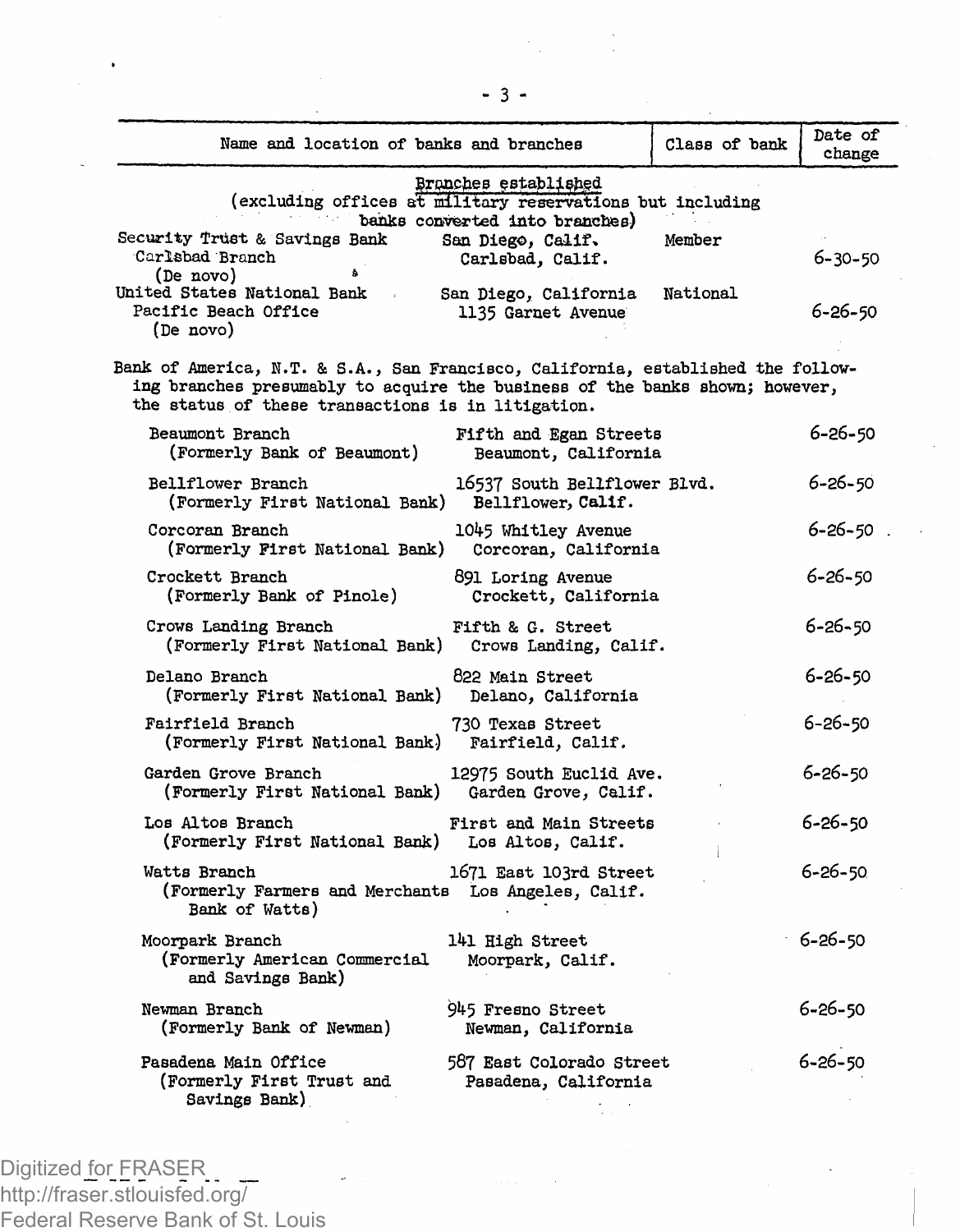| Name and location of banks and branches | | Class of bank | Date of change |
|---|---|---|---|
| **Branches established** (excluding offices at military reservations but including banks converted into branches) | | | |
| Security Trust & Savings Bank | San Diego, Calif. | Member | |
| Carlsbad Branch | Carlsbad, Calif. | | 6-30-50 |
| (De novo) | | | |
| United States National Bank | San Diego, California | National | |
| Pacific Beach Office | 1135 Garnet Avenue | | 6-26-50 |
| (De novo) | | | |

Bank of America, N.T. & S.A., San Francisco, California, established the following branches presumably to acquire the business of the banks shown; however, the status of these transactions is in litigation.

| Branch | Location | Date of change |
|---|---|---|
| Beaumont Branch (Formerly Bank of Beaumont) | Fifth and Egan Streets, Beaumont, California | 6-26-50 |
| Bellflower Branch (Formerly First National Bank) | 16537 South Bellflower Blvd., Bellflower, Calif. | 6-26-50 |
| Corcoran Branch (Formerly First National Bank) | 1045 Whitley Avenue, Corcoran, California | 6-26-50 |
| Crockett Branch (Formerly Bank of Pinole) | 891 Loring Avenue, Crockett, California | 6-26-50 |
| Crows Landing Branch (Formerly First National Bank) | Fifth & G. Street, Crows Landing, Calif. | 6-26-50 |
| Delano Branch (Formerly First National Bank) | 822 Main Street, Delano, California | 6-26-50 |
| Fairfield Branch (Formerly First National Bank) | 730 Texas Street, Fairfield, Calif. | 6-26-50 |
| Garden Grove Branch (Formerly First National Bank) | 12975 South Euclid Ave., Garden Grove, Calif. | 6-26-50 |
| Los Altos Branch (Formerly First National Bank) | First and Main Streets, Los Altos, Calif. | 6-26-50 |
| Watts Branch (Formerly Farmers and Merchants Bank of Watts) | 1671 East 103rd Street, Los Angeles, Calif. | 6-26-50 |
| Moorpark Branch (Formerly American Commercial and Savings Bank) | 141 High Street, Moorpark, Calif. | 6-26-50 |
| Newman Branch (Formerly Bank of Newman) | 945 Fresno Street, Newman, California | 6-26-50 |
| Pasadena Main Office (Formerly First Trust and Savings Bank) | 587 East Colorado Street, Pasadena, California | 6-26-50 |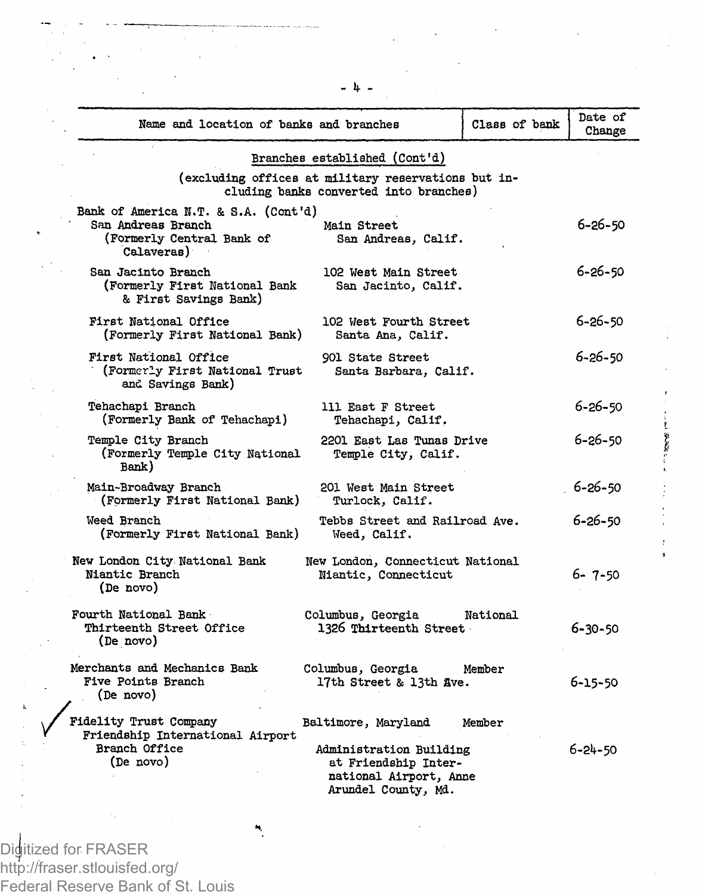| Name and location of banks and branches | | Class of bank | Date of Change |
|---|---|---|---|
| **Branches established (Cont'd)** | | | |
| (excluding offices at military reservations but including banks converted into branches) | | | |
| Bank of America N.T. & S.A. (Cont'd) | | | |
| San Andreas Branch (Formerly Central Bank of Calaveras) | Main Street, San Andreas, Calif. | | 6-26-50 |
| San Jacinto Branch (Formerly First National Bank & First Savings Bank) | 102 West Main Street, San Jacinto, Calif. | | 6-26-50 |
| First National Office (Formerly First National Bank) | 102 West Fourth Street, Santa Ana, Calif. | | 6-26-50 |
| First National Office (Formerly First National Trust and Savings Bank) | 901 State Street, Santa Barbara, Calif. | | 6-26-50 |
| Tehachapi Branch (Formerly Bank of Tehachapi) | 111 East F Street, Tehachapi, Calif. | | 6-26-50 |
| Temple City Branch (Formerly Temple City National Bank) | 2201 East Las Tunas Drive, Temple City, Calif. | | 6-26-50 |
| Main-Broadway Branch (Formerly First National Bank) | 201 West Main Street, Turlock, Calif. | | 6-26-50 |
| Weed Branch (Formerly First National Bank) | Tebbs Street and Railroad Ave., Weed, Calif. | | 6-26-50 |
| New London City National Bank | New London, Connecticut | National | |
| Niantic Branch (De novo) | Niantic, Connecticut | | 6- 7-50 |
| Fourth National Bank | Columbus, Georgia | National | |
| Thirteenth Street Office (De novo) | 1326 Thirteenth Street | | 6-30-50 |
| Merchants and Mechanics Bank | Columbus, Georgia | Member | |
| Five Points Branch (De novo) | 17th Street & 13th Ave. | | 6-15-50 |
| Fidelity Trust Company | Baltimore, Maryland | Member | |
| Friendship International Airport Branch Office (De novo) | Administration Building at Friendship International Airport, Anne Arundel County, Md. | | 6-24-50 |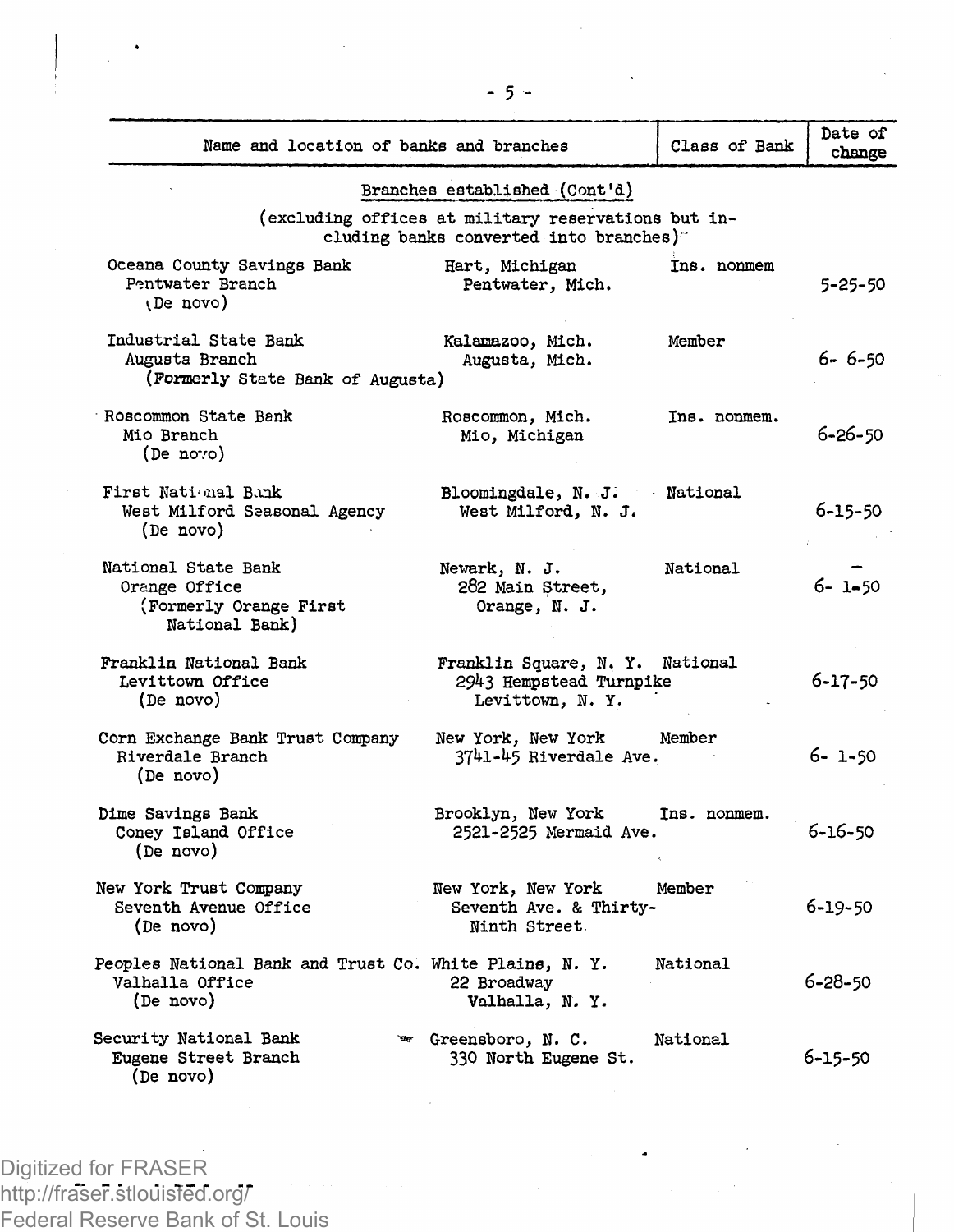| Name and location of banks and branches | | Class of Bank | Date of change |
|---|---|---|---|
| **Branches established (Cont'd)** (excluding offices at military reservations but including banks converted into branches) | | | |
| Oceana County Savings Bank<br>Pentwater Branch<br>(De novo) | Hart, Michigan<br>Pentwater, Mich. | Ins. nonmem | 5-25-50 |
| Industrial State Bank<br>Augusta Branch<br>(Formerly State Bank of Augusta) | Kalamazoo, Mich.<br>Augusta, Mich. | Member | 6- 6-50 |
| Roscommon State Bank<br>Mio Branch<br>(De novo) | Roscommon, Mich.<br>Mio, Michigan | Ins. nonmem. | 6-26-50 |
| First National Bank<br>West Milford Seasonal Agency<br>(De novo) | Bloomingdale, N. J.<br>West Milford, N. J. | National | 6-15-50 |
| National State Bank<br>Orange Office<br>(Formerly Orange First National Bank) | Newark, N. J.<br>282 Main Street,<br>Orange, N. J. | National | 6- 1-50 |
| Franklin National Bank<br>Levittown Office<br>(De novo) | Franklin Square, N. Y.<br>2943 Hempstead Turnpike<br>Levittown, N. Y. | National | 6-17-50 |
| Corn Exchange Bank Trust Company<br>Riverdale Branch<br>(De novo) | New York, New York<br>3741-45 Riverdale Ave. | Member | 6- 1-50 |
| Dime Savings Bank<br>Coney Island Office<br>(De novo) | Brooklyn, New York<br>2521-2525 Mermaid Ave. | Ins. nonmem. | 6-16-50 |
| New York Trust Company<br>Seventh Avenue Office<br>(De novo) | New York, New York<br>Seventh Ave. & Thirty-Ninth Street | Member | 6-19-50 |
| Peoples National Bank and Trust Co.<br>Valhalla Office<br>(De novo) | White Plains, N. Y.<br>22 Broadway<br>Valhalla, N. Y. | National | 6-28-50 |
| Security National Bank<br>Eugene Street Branch<br>(De novo) | Greensboro, N. C.<br>330 North Eugene St. | National | 6-15-50 |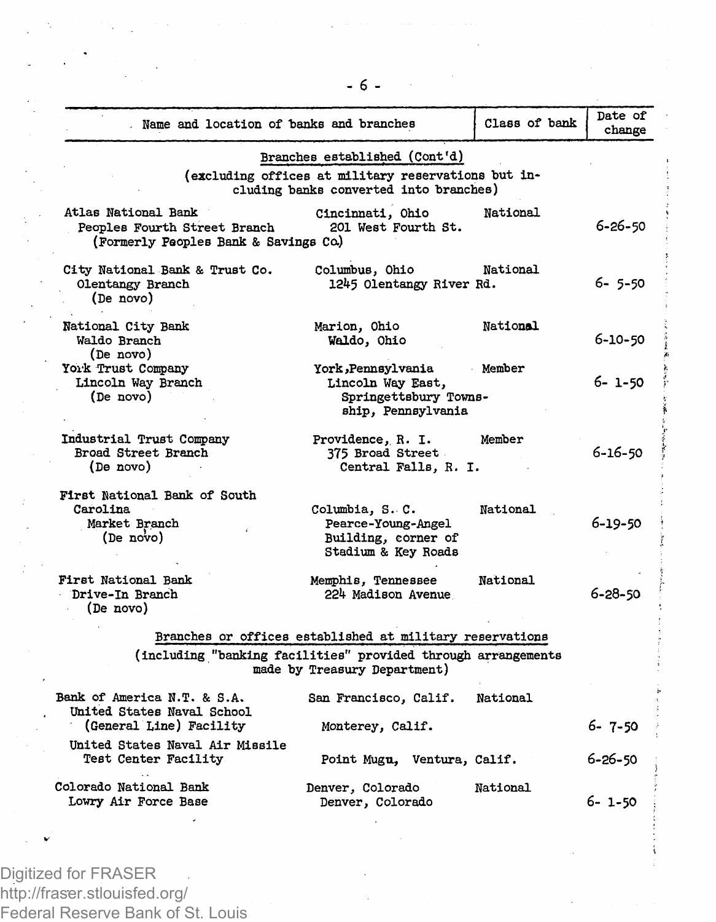| Name and location of banks and branches | | Class of bank | Date of change |
|---|---|---|---|
| **Branches established (Cont'd)** (excluding offices at military reservations but including banks converted into branches) | | | |
| Atlas National Bank | Cincinnati, Ohio | National | |
| Peoples Fourth Street Branch (Formerly Peoples Bank & Savings Co.) | 201 West Fourth St. | | 6-26-50 |
| City National Bank & Trust Co. | Columbus, Ohio | National | |
| Olentangy Branch (De novo) | 1245 Olentangy River Rd. | | 6- 5-50 |
| National City Bank | Marion, Ohio | National | |
| Waldo Branch (De novo) | Waldo, Ohio | | 6-10-50 |
| York Trust Company | York, Pennsylvania | Member | |
| Lincoln Way Branch (De novo) | Lincoln Way East, Springettsbury Township, Pennsylvania | | 6- 1-50 |
| Industrial Trust Company | Providence, R. I. | Member | |
| Broad Street Branch (De novo) | 375 Broad Street Central Falls, R. I. | | 6-16-50 |
| First National Bank of South Carolina | Columbia, S. C. | National | |
| Market Branch (De novo) | Pearce-Young-Angel Building, corner of Stadium & Key Roads | | 6-19-50 |
| First National Bank | Memphis, Tennessee | National | |
| Drive-In Branch (De novo) | 224 Madison Avenue | | 6-28-50 |
| **Branches or offices established at military reservations** (including "banking facilities" provided through arrangements made by Treasury Department) | | | |
| Bank of America N.T. & S.A. | San Francisco, Calif. | National | |
| United States Naval School (General Line) Facility | Monterey, Calif. | | 6- 7-50 |
| United States Naval Air Missile Test Center Facility | Point Mugu, Ventura, Calif. | | 6-26-50 |
| Colorado National Bank | Denver, Colorado | National | |
| Lowry Air Force Base | Denver, Colorado | | 6- 1-50 |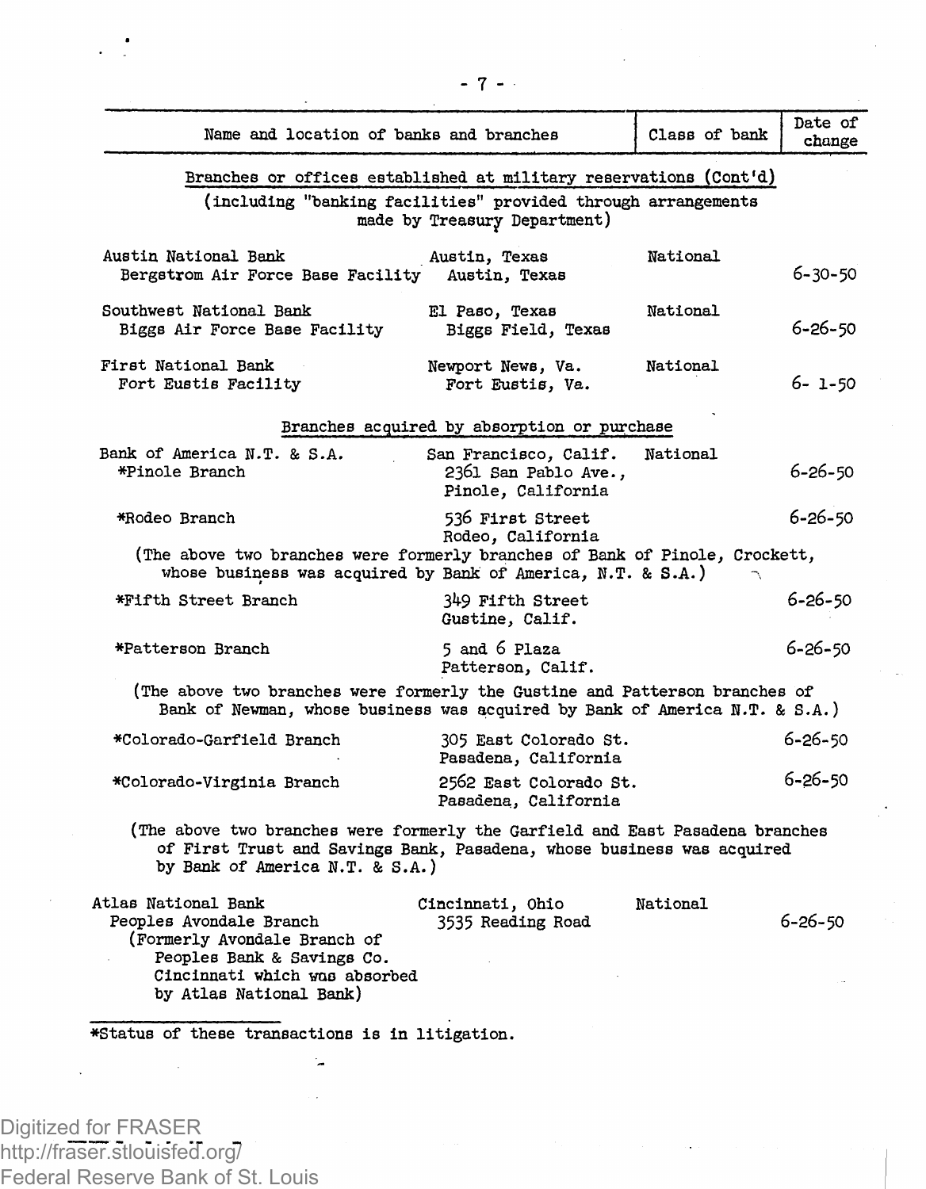| Name and location of banks and branches | | Class of bank | Date of change |
|---|---|---|---|
| Branches or offices established at military reservations (Cont'd) (including "banking facilities" provided through arrangements made by Treasury Department) | | | |
| Austin National Bank | Austin, Texas | National | |
| Bergstrom Air Force Base Facility | Austin, Texas | | 6-30-50 |
| Southwest National Bank | El Paso, Texas | National | |
| Biggs Air Force Base Facility | Biggs Field, Texas | | 6-26-50 |
| First National Bank | Newport News, Va. | National | |
| Fort Eustis Facility | Fort Eustis, Va. | | 6- 1-50 |
| Branches acquired by absorption or purchase | | | |
| Bank of America N.T. & S.A. | San Francisco, Calif. | National | |
| *Pinole Branch | 2361 San Pablo Ave., Pinole, California | | 6-26-50 |
| *Rodeo Branch | 536 First Street Rodeo, California | | 6-26-50 |
| (The above two branches were formerly branches of Bank of Pinole, Crockett, whose business was acquired by Bank of America, N.T. & S.A.) | | | |
| *Fifth Street Branch | 349 Fifth Street Gustine, Calif. | | 6-26-50 |
| *Patterson Branch | 5 and 6 Plaza Patterson, Calif. | | 6-26-50 |
| (The above two branches were formerly the Gustine and Patterson branches of Bank of Newman, whose business was acquired by Bank of America N.T. & S.A.) | | | |
| *Colorado-Garfield Branch | 305 East Colorado St. Pasadena, California | | 6-26-50 |
| *Colorado-Virginia Branch | 2562 East Colorado St. Pasadena, California | | 6-26-50 |
| (The above two branches were formerly the Garfield and East Pasadena branches of First Trust and Savings Bank, Pasadena, whose business was acquired by Bank of America N.T. & S.A.) | | | |
| Atlas National Bank | Cincinnati, Ohio | National | |
| Peoples Avondale Branch (Formerly Avondale Branch of Peoples Bank & Savings Co. Cincinnati which was absorbed by Atlas National Bank) | 3535 Reading Road | | 6-26-50 |

*Status of these transactions is in litigation.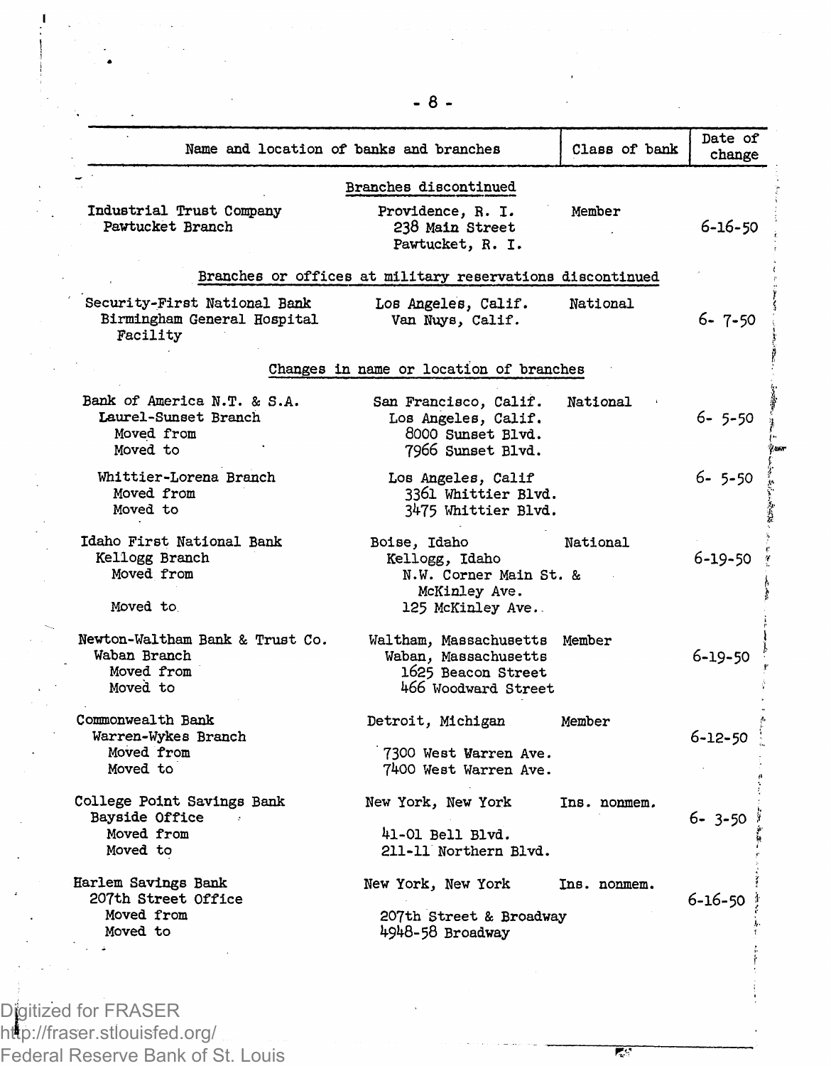| Name and location of banks and branches | | Class of bank | Date of change |
|---|---|---|---|
| | **Branches discontinued** | | |
| Industrial Trust Company<br>Pawtucket Branch | Providence, R. I.<br>238 Main Street<br>Pawtucket, R. I. | Member | 6-16-50 |
| | **Branches or offices at military reservations discontinued** | | |
| Security-First National Bank<br>Birmingham General Hospital Facility | Los Angeles, Calif.<br>Van Nuys, Calif. | National | 6- 7-50 |
| | **Changes in name or location of branches** | | |
| Bank of America N.T. & S.A.<br>Laurel-Sunset Branch<br>Moved from<br>Moved to | San Francisco, Calif.<br>Los Angeles, Calif.<br>8000 Sunset Blvd.<br>7966 Sunset Blvd. | National | 6- 5-50 |
| Whittier-Lorena Branch<br>Moved from<br>Moved to | Los Angeles, Calif<br>3361 Whittier Blvd.<br>3475 Whittier Blvd. | | 6- 5-50 |
| Idaho First National Bank<br>Kellogg Branch<br>Moved from<br>Moved to | Boise, Idaho<br>Kellogg, Idaho<br>N.W. Corner Main St. & McKinley Ave.<br>125 McKinley Ave. | National | 6-19-50 |
| Newton-Waltham Bank & Trust Co.<br>Waban Branch<br>Moved from<br>Moved to | Waltham, Massachusetts<br>Waban, Massachusetts<br>1625 Beacon Street<br>466 Woodward Street | Member | 6-19-50 |
| Commonwealth Bank<br>Warren-Wykes Branch<br>Moved from<br>Moved to | Detroit, Michigan<br>7300 West Warren Ave.<br>7400 West Warren Ave. | Member | 6-12-50 |
| College Point Savings Bank<br>Bayside Office<br>Moved from<br>Moved to | New York, New York<br>41-01 Bell Blvd.<br>211-11 Northern Blvd. | Ins. nonmem. | 6- 3-50 |
| Harlem Savings Bank<br>207th Street Office<br>Moved from<br>Moved to | New York, New York<br>207th Street & Broadway<br>4948-58 Broadway | Ins. nonmem. | 6-16-50 |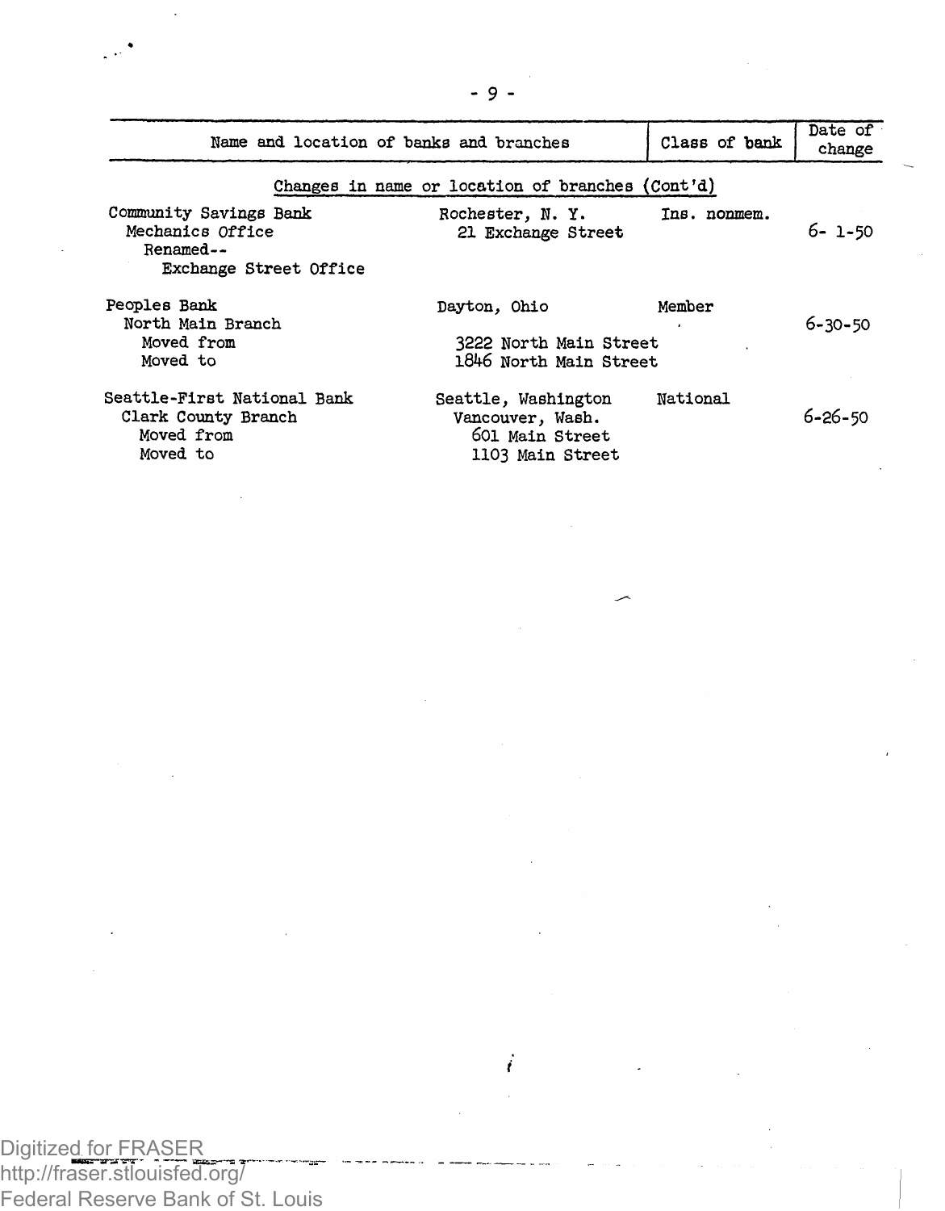| Name and location of banks and branches | | Class of bank | Date of change |
|---|---|---|---|
| **Changes in name or location of branches (Cont'd)** | | | |
| Community Savings Bank<br>Mechanics Office<br>Renamed--<br>Exchange Street Office | Rochester, N. Y.<br>21 Exchange Street | Ins. nonmem. | 6- 1-50 |
| Peoples Bank<br>North Main Branch<br>Moved from<br>Moved to | Dayton, Ohio<br><br>3222 North Main Street<br>1846 North Main Street | Member | 6-30-50 |
| Seattle-First National Bank<br>Clark County Branch<br>Moved from<br>Moved to | Seattle, Washington<br>Vancouver, Wash.<br>601 Main Street<br>1103 Main Street | National | 6-26-50 |